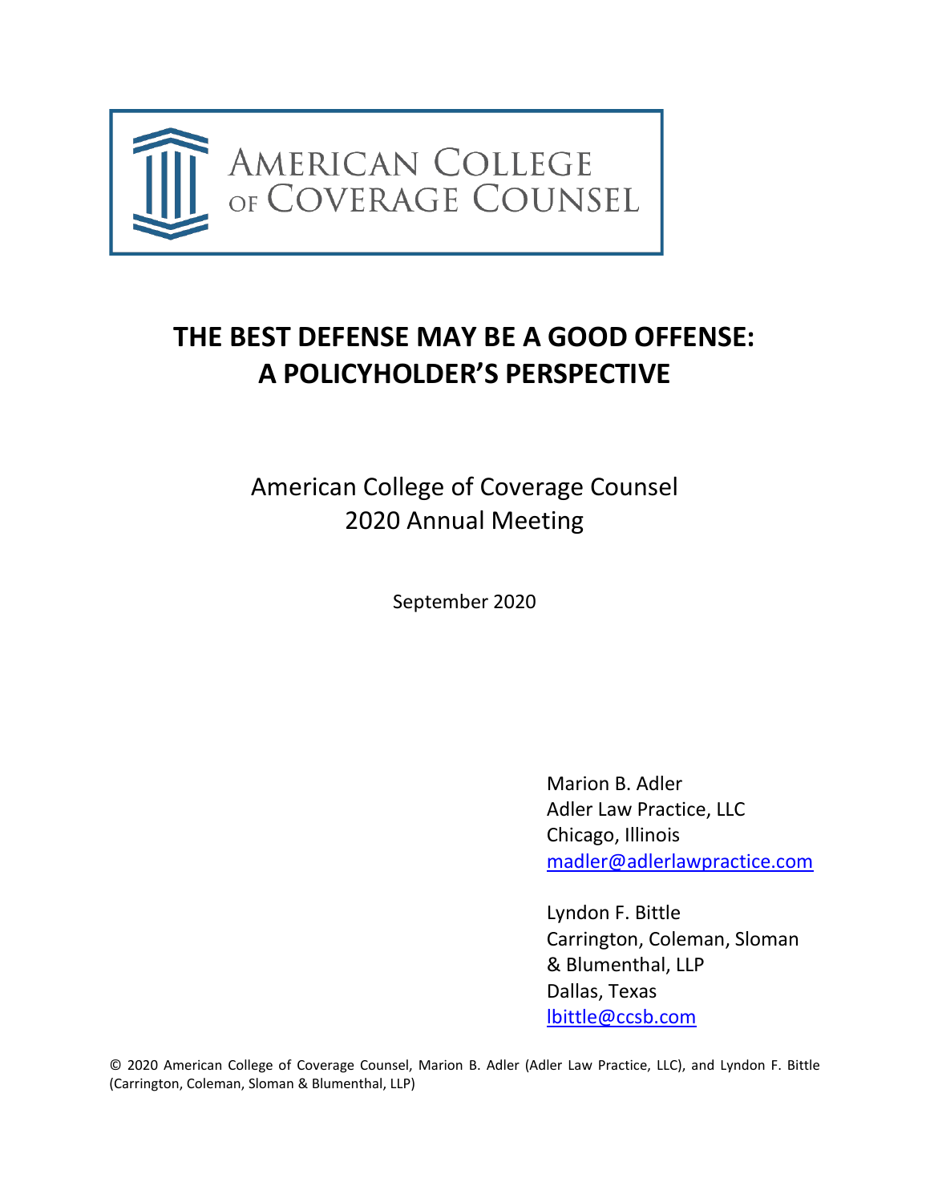AMERICAN COLLEGE OF COVERAGE COUNSEL

# THE BEST DEFENSE MAY BE A GOOD OFFENSE: A POLICYHOLDER'S PERSPECTIVE

American College of Coverage Counsel
2020 Annual Meeting

September 2020

Marion B. Adler
Adler Law Practice, LLC
Chicago, Illinois
madler@adlerlawpractice.com

Lyndon F. Bittle
Carrington, Coleman, Sloman & Blumenthal, LLP
Dallas, Texas
lbittle@ccsb.com

© 2020 American College of Coverage Counsel, Marion B. Adler (Adler Law Practice, LLC), and Lyndon F. Bittle (Carrington, Coleman, Sloman & Blumenthal, LLP)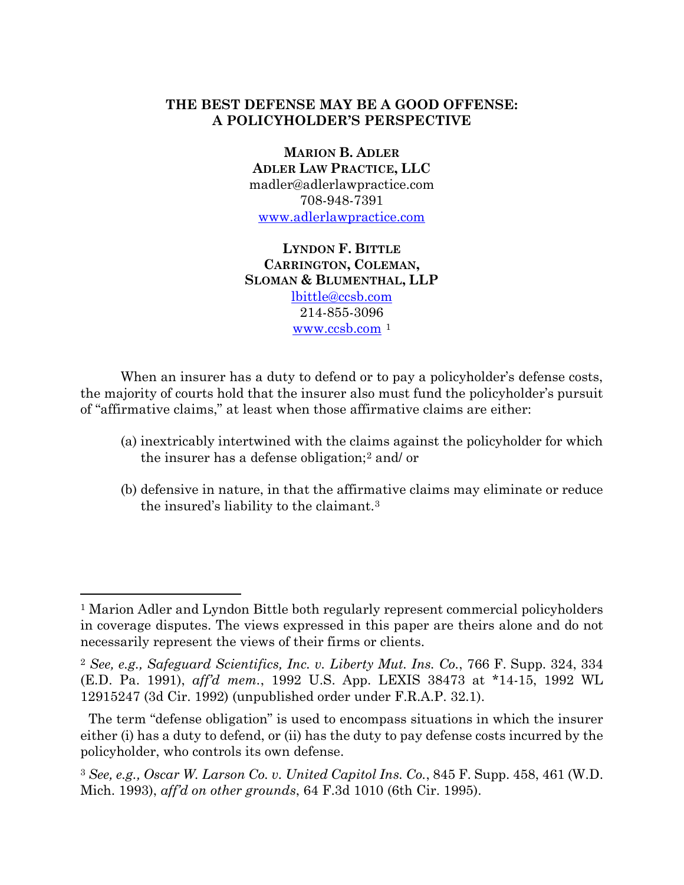# THE BEST DEFENSE MAY BE A GOOD OFFENSE: A POLICYHOLDER'S PERSPECTIVE

**MARION B. ADLER**
**ADLER LAW PRACTICE, LLC**
madler@adlerlawpractice.com
708-948-7391
www.adlerlawpractice.com

**LYNDON F. BITTLE**
**CARRINGTON, COLEMAN, SLOMAN & BLUMENTHAL, LLP**
lbittle@ccsb.com
214-855-3096
www.ccsb.com [1]

When an insurer has a duty to defend or to pay a policyholder's defense costs, the majority of courts hold that the insurer also must fund the policyholder's pursuit of "affirmative claims," at least when those affirmative claims are either:

(a) inextricably intertwined with the claims against the policyholder for which the insurer has a defense obligation;[2] and/ or

(b) defensive in nature, in that the affirmative claims may eliminate or reduce the insured's liability to the claimant.[3]

---

[1] Marion Adler and Lyndon Bittle both regularly represent commercial policyholders in coverage disputes. The views expressed in this paper are theirs alone and do not necessarily represent the views of their firms or clients.

[2] *See, e.g., Safeguard Scientifics, Inc. v. Liberty Mut. Ins. Co.*, 766 F. Supp. 324, 334 (E.D. Pa. 1991), *aff'd mem.*, 1992 U.S. App. LEXIS 38473 at *14-15, 1992 WL 12915247 (3d Cir. 1992) (unpublished order under F.R.A.P. 32.1).

The term "defense obligation" is used to encompass situations in which the insurer either (i) has a duty to defend, or (ii) has the duty to pay defense costs incurred by the policyholder, who controls its own defense.

[3] *See, e.g., Oscar W. Larson Co. v. United Capitol Ins. Co.*, 845 F. Supp. 458, 461 (W.D. Mich. 1993), *aff'd on other grounds*, 64 F.3d 1010 (6th Cir. 1995).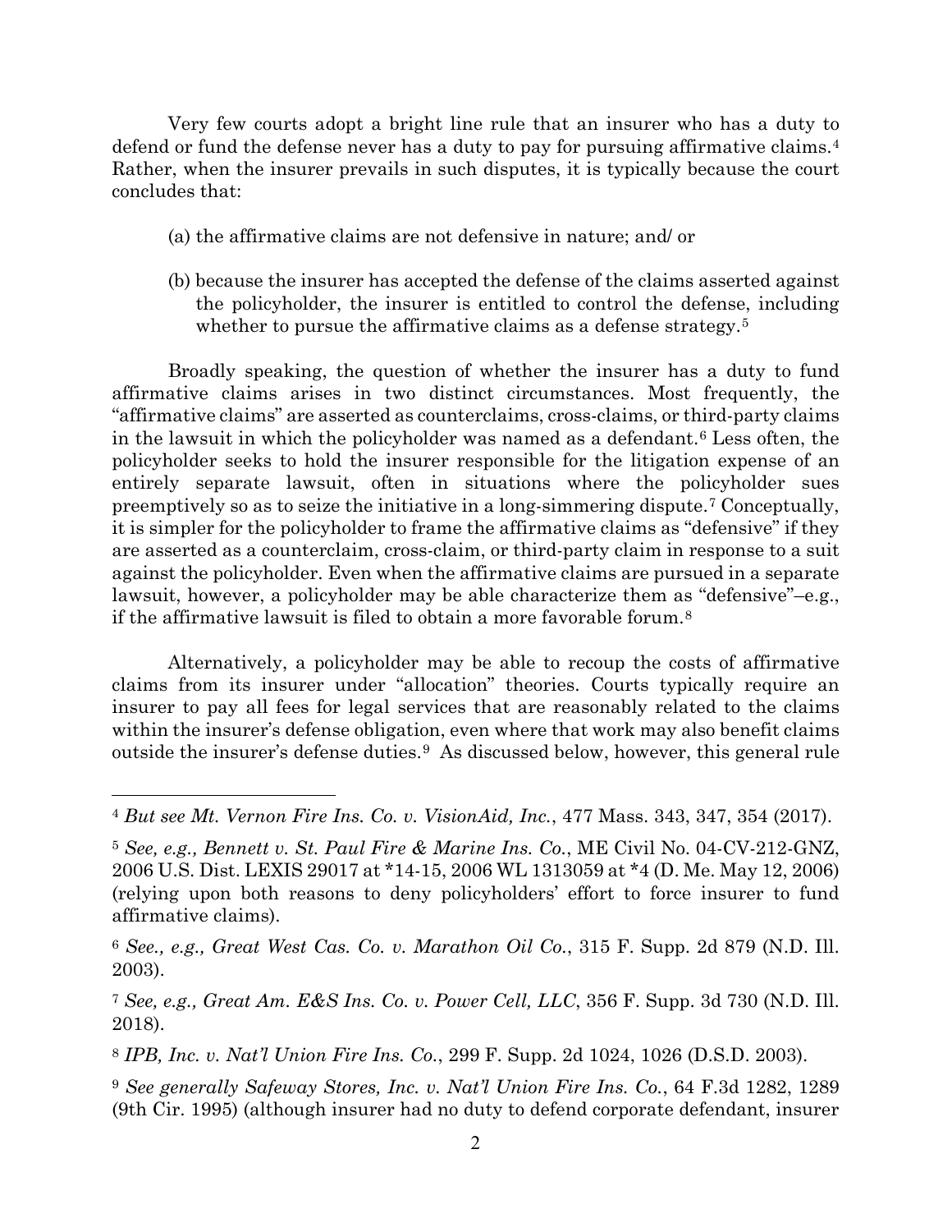Very few courts adopt a bright line rule that an insurer who has a duty to defend or fund the defense never has a duty to pay for pursuing affirmative claims.[4] Rather, when the insurer prevails in such disputes, it is typically because the court concludes that:

(a) the affirmative claims are not defensive in nature; and/ or

(b) because the insurer has accepted the defense of the claims asserted against the policyholder, the insurer is entitled to control the defense, including whether to pursue the affirmative claims as a defense strategy.[5]

Broadly speaking, the question of whether the insurer has a duty to fund affirmative claims arises in two distinct circumstances. Most frequently, the "affirmative claims" are asserted as counterclaims, cross-claims, or third-party claims in the lawsuit in which the policyholder was named as a defendant.[6] Less often, the policyholder seeks to hold the insurer responsible for the litigation expense of an entirely separate lawsuit, often in situations where the policyholder sues preemptively so as to seize the initiative in a long-simmering dispute.[7] Conceptually, it is simpler for the policyholder to frame the affirmative claims as "defensive" if they are asserted as a counterclaim, cross-claim, or third-party claim in response to a suit against the policyholder. Even when the affirmative claims are pursued in a separate lawsuit, however, a policyholder may be able characterize them as "defensive"–e.g., if the affirmative lawsuit is filed to obtain a more favorable forum.[8]

Alternatively, a policyholder may be able to recoup the costs of affirmative claims from its insurer under "allocation" theories. Courts typically require an insurer to pay all fees for legal services that are reasonably related to the claims within the insurer's defense obligation, even where that work may also benefit claims outside the insurer's defense duties.[9] As discussed below, however, this general rule

---

[4] *But see Mt. Vernon Fire Ins. Co. v. VisionAid, Inc.*, 477 Mass. 343, 347, 354 (2017).

[5] *See, e.g., Bennett v. St. Paul Fire & Marine Ins. Co.*, ME Civil No. 04-CV-212-GNZ, 2006 U.S. Dist. LEXIS 29017 at *14-15, 2006 WL 1313059 at *4 (D. Me. May 12, 2006) (relying upon both reasons to deny policyholders' effort to force insurer to fund affirmative claims).

[6] *See., e.g., Great West Cas. Co. v. Marathon Oil Co.*, 315 F. Supp. 2d 879 (N.D. Ill. 2003).

[7] *See, e.g., Great Am. E&S Ins. Co. v. Power Cell, LLC*, 356 F. Supp. 3d 730 (N.D. Ill. 2018).

[8] *IPB, Inc. v. Nat'l Union Fire Ins. Co.*, 299 F. Supp. 2d 1024, 1026 (D.S.D. 2003).

[9] *See generally Safeway Stores, Inc. v. Nat'l Union Fire Ins. Co.*, 64 F.3d 1282, 1289 (9th Cir. 1995) (although insurer had no duty to defend corporate defendant, insurer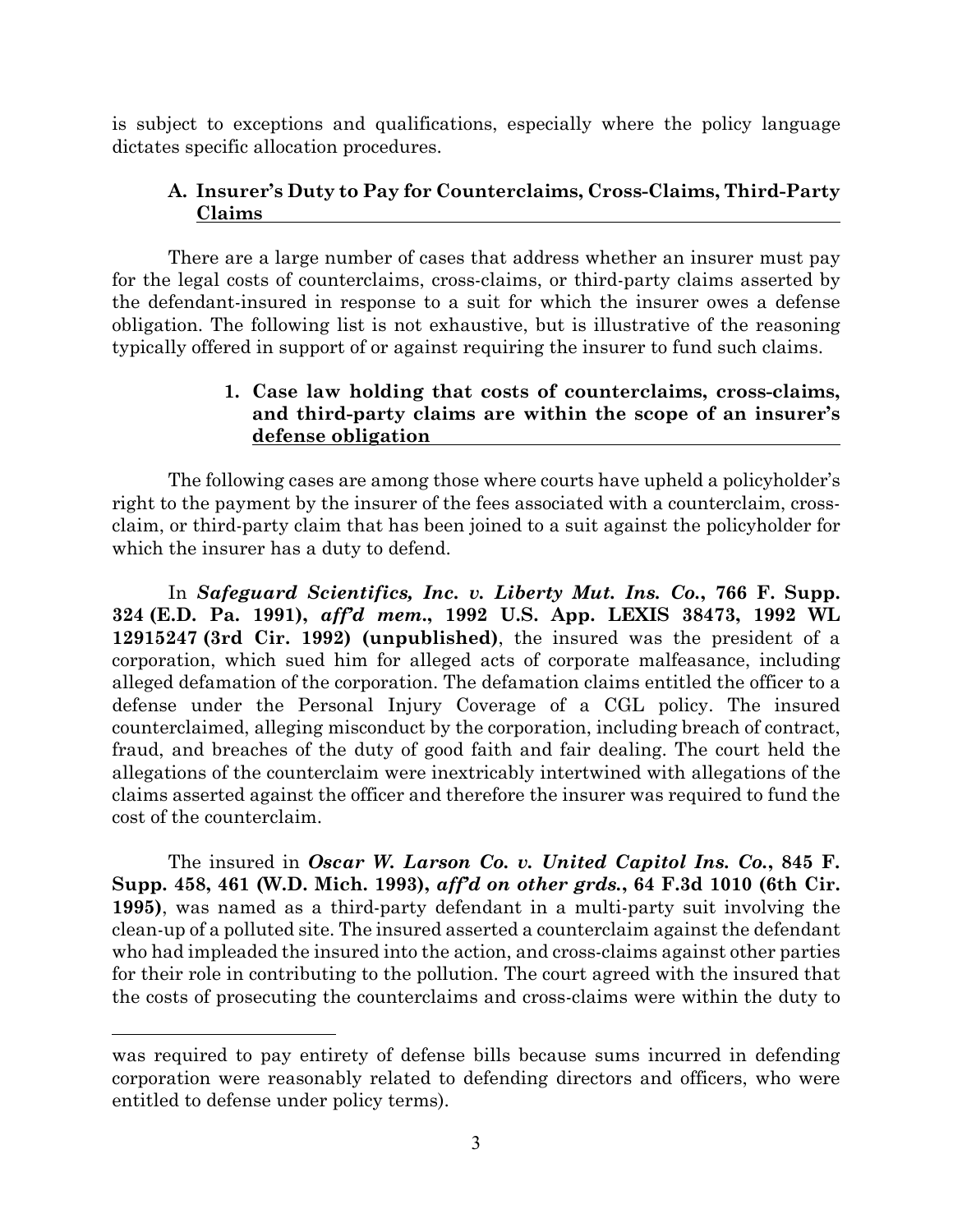is subject to exceptions and qualifications, especially where the policy language dictates specific allocation procedures.

### A. Insurer's Duty to Pay for Counterclaims, Cross-Claims, Third-Party Claims

There are a large number of cases that address whether an insurer must pay for the legal costs of counterclaims, cross-claims, or third-party claims asserted by the defendant-insured in response to a suit for which the insurer owes a defense obligation. The following list is not exhaustive, but is illustrative of the reasoning typically offered in support of or against requiring the insurer to fund such claims.

#### 1. Case law holding that costs of counterclaims, cross-claims, and third-party claims are within the scope of an insurer's defense obligation

The following cases are among those where courts have upheld a policyholder's right to the payment by the insurer of the fees associated with a counterclaim, cross-claim, or third-party claim that has been joined to a suit against the policyholder for which the insurer has a duty to defend.

In ***Safeguard Scientifics, Inc. v. Liberty Mut. Ins. Co.*, 766 F. Supp. 324 (E.D. Pa. 1991), *aff'd mem.*, 1992 U.S. App. LEXIS 38473, 1992 WL 12915247 (3rd Cir. 1992) (unpublished)**, the insured was the president of a corporation, which sued him for alleged acts of corporate malfeasance, including alleged defamation of the corporation. The defamation claims entitled the officer to a defense under the Personal Injury Coverage of a CGL policy. The insured counterclaimed, alleging misconduct by the corporation, including breach of contract, fraud, and breaches of the duty of good faith and fair dealing. The court held the allegations of the counterclaim were inextricably intertwined with allegations of the claims asserted against the officer and therefore the insurer was required to fund the cost of the counterclaim.

The insured in ***Oscar W. Larson Co. v. United Capitol Ins. Co.*, 845 F. Supp. 458, 461 (W.D. Mich. 1993), *aff'd on other grds.*, 64 F.3d 1010 (6th Cir. 1995)**, was named as a third-party defendant in a multi-party suit involving the clean-up of a polluted site. The insured asserted a counterclaim against the defendant who had impleaded the insured into the action, and cross-claims against other parties for their role in contributing to the pollution. The court agreed with the insured that the costs of prosecuting the counterclaims and cross-claims were within the duty to

---

was required to pay entirety of defense bills because sums incurred in defending corporation were reasonably related to defending directors and officers, who were entitled to defense under policy terms).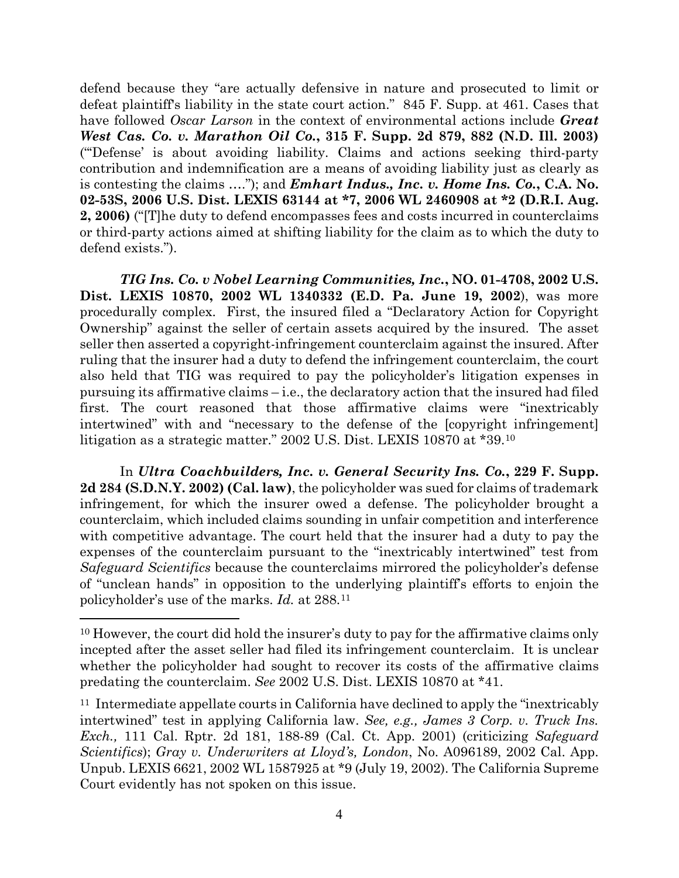defend because they "are actually defensive in nature and prosecuted to limit or defeat plaintiff's liability in the state court action." 845 F. Supp. at 461. Cases that have followed *Oscar Larson* in the context of environmental actions include ***Great West Cas. Co. v. Marathon Oil Co.*, 315 F. Supp. 2d 879, 882 (N.D. Ill. 2003)** ("'Defense' is about avoiding liability. Claims and actions seeking third-party contribution and indemnification are a means of avoiding liability just as clearly as is contesting the claims ...."); and ***Emhart Indus., Inc. v. Home Ins. Co.*, C.A. No. 02-53S, 2006 U.S. Dist. LEXIS 63144 at *7, 2006 WL 2460908 at *2 (D.R.I. Aug. 2, 2006)** ("[T]he duty to defend encompasses fees and costs incurred in counterclaims or third-party actions aimed at shifting liability for the claim as to which the duty to defend exists.").

***TIG Ins. Co. v Nobel Learning Communities, Inc.*, NO. 01-4708, 2002 U.S. Dist. LEXIS 10870, 2002 WL 1340332 (E.D. Pa. June 19, 2002**), was more procedurally complex. First, the insured filed a "Declaratory Action for Copyright Ownership" against the seller of certain assets acquired by the insured. The asset seller then asserted a copyright-infringement counterclaim against the insured. After ruling that the insurer had a duty to defend the infringement counterclaim, the court also held that TIG was required to pay the policyholder's litigation expenses in pursuing its affirmative claims – i.e., the declaratory action that the insured had filed first. The court reasoned that those affirmative claims were "inextricably intertwined" with and "necessary to the defense of the [copyright infringement] litigation as a strategic matter." 2002 U.S. Dist. LEXIS 10870 at *39.[10]

In ***Ultra Coachbuilders, Inc. v. General Security Ins. Co.*, 229 F. Supp. 2d 284 (S.D.N.Y. 2002) (Cal. law)**, the policyholder was sued for claims of trademark infringement, for which the insurer owed a defense. The policyholder brought a counterclaim, which included claims sounding in unfair competition and interference with competitive advantage. The court held that the insurer had a duty to pay the expenses of the counterclaim pursuant to the "inextricably intertwined" test from *Safeguard Scientifics* because the counterclaims mirrored the policyholder's defense of "unclean hands" in opposition to the underlying plaintiff's efforts to enjoin the policyholder's use of the marks. *Id.* at 288.[11]

---

[10] However, the court did hold the insurer's duty to pay for the affirmative claims only incepted after the asset seller had filed its infringement counterclaim. It is unclear whether the policyholder had sought to recover its costs of the affirmative claims predating the counterclaim. *See* 2002 U.S. Dist. LEXIS 10870 at *41.

[11] Intermediate appellate courts in California have declined to apply the "inextricably intertwined" test in applying California law. *See, e.g., James 3 Corp. v. Truck Ins. Exch.,* 111 Cal. Rptr. 2d 181, 188-89 (Cal. Ct. App. 2001) (criticizing *Safeguard Scientifics*); *Gray v. Underwriters at Lloyd's, London*, No. A096189, 2002 Cal. App. Unpub. LEXIS 6621, 2002 WL 1587925 at *9 (July 19, 2002). The California Supreme Court evidently has not spoken on this issue.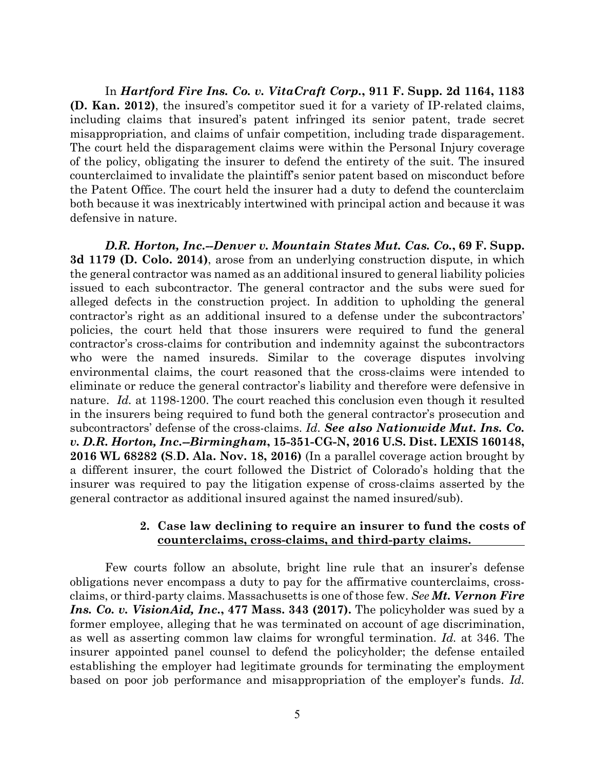In ***Hartford Fire Ins. Co. v. VitaCraft Corp.*, 911 F. Supp. 2d 1164, 1183 (D. Kan. 2012)**, the insured's competitor sued it for a variety of IP-related claims, including claims that insured's patent infringed its senior patent, trade secret misappropriation, and claims of unfair competition, including trade disparagement. The court held the disparagement claims were within the Personal Injury coverage of the policy, obligating the insurer to defend the entirety of the suit. The insured counterclaimed to invalidate the plaintiff's senior patent based on misconduct before the Patent Office. The court held the insurer had a duty to defend the counterclaim both because it was inextricably intertwined with principal action and because it was defensive in nature.

***D.R. Horton, Inc.--Denver v. Mountain States Mut. Cas. Co.*, 69 F. Supp. 3d 1179 (D. Colo. 2014)**, arose from an underlying construction dispute, in which the general contractor was named as an additional insured to general liability policies issued to each subcontractor. The general contractor and the subs were sued for alleged defects in the construction project. In addition to upholding the general contractor's right as an additional insured to a defense under the subcontractors' policies, the court held that those insurers were required to fund the general contractor's cross-claims for contribution and indemnity against the subcontractors who were the named insureds. Similar to the coverage disputes involving environmental claims, the court reasoned that the cross-claims were intended to eliminate or reduce the general contractor's liability and therefore were defensive in nature. *Id.* at 1198-1200. The court reached this conclusion even though it resulted in the insurers being required to fund both the general contractor's prosecution and subcontractors' defense of the cross-claims. *Id.* ***See also Nationwide Mut. Ins. Co. v. D.R. Horton, Inc.–Birmingham*, 15-351-CG-N, 2016 U.S. Dist. LEXIS 160148, 2016 WL 68282 (S.D. Ala. Nov. 18, 2016)** (In a parallel coverage action brought by a different insurer, the court followed the District of Colorado's holding that the insurer was required to pay the litigation expense of cross-claims asserted by the general contractor as additional insured against the named insured/sub).

### 2. Case law declining to require an insurer to fund the costs of counterclaims, cross-claims, and third-party claims.

Few courts follow an absolute, bright line rule that an insurer's defense obligations never encompass a duty to pay for the affirmative counterclaims, cross-claims, or third-party claims. Massachusetts is one of those few. *See* ***Mt. Vernon Fire Ins. Co. v. VisionAid, Inc.*, 477 Mass. 343 (2017).** The policyholder was sued by a former employee, alleging that he was terminated on account of age discrimination, as well as asserting common law claims for wrongful termination. *Id.* at 346. The insurer appointed panel counsel to defend the policyholder; the defense entailed establishing the employer had legitimate grounds for terminating the employment based on poor job performance and misappropriation of the employer's funds. *Id.*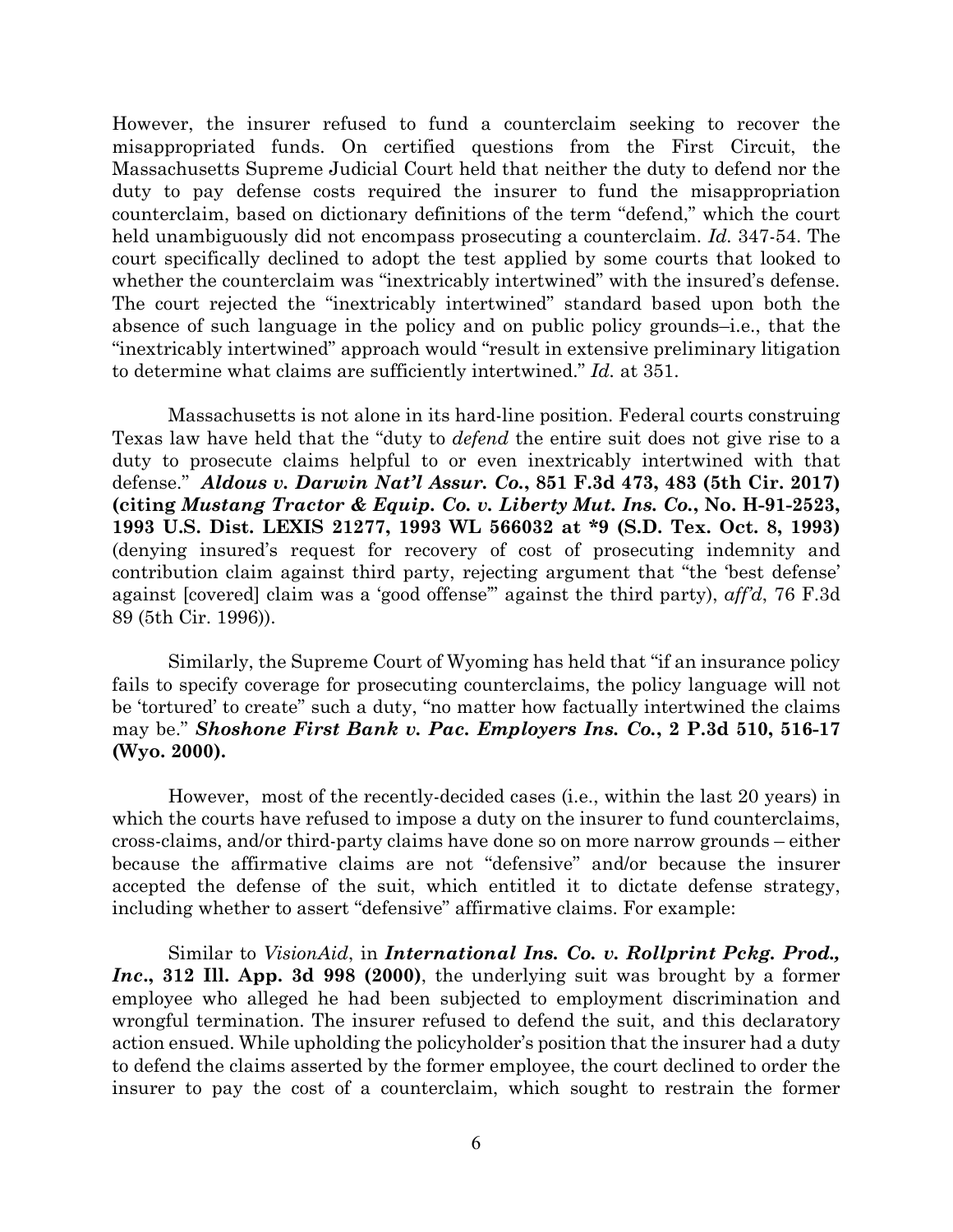However, the insurer refused to fund a counterclaim seeking to recover the misappropriated funds. On certified questions from the First Circuit, the Massachusetts Supreme Judicial Court held that neither the duty to defend nor the duty to pay defense costs required the insurer to fund the misappropriation counterclaim, based on dictionary definitions of the term "defend," which the court held unambiguously did not encompass prosecuting a counterclaim. *Id.* 347-54. The court specifically declined to adopt the test applied by some courts that looked to whether the counterclaim was "inextricably intertwined" with the insured's defense. The court rejected the "inextricably intertwined" standard based upon both the absence of such language in the policy and on public policy grounds–i.e., that the "inextricably intertwined" approach would "result in extensive preliminary litigation to determine what claims are sufficiently intertwined." *Id.* at 351.

Massachusetts is not alone in its hard-line position. Federal courts construing Texas law have held that the "duty to *defend* the entire suit does not give rise to a duty to prosecute claims helpful to or even inextricably intertwined with that defense." ***Aldous v. Darwin Nat'l Assur. Co.*, 851 F.3d 473, 483 (5th Cir. 2017) (citing *Mustang Tractor & Equip. Co. v. Liberty Mut. Ins. Co.*, No. H-91-2523, 1993 U.S. Dist. LEXIS 21277, 1993 WL 566032 at \*9 (S.D. Tex. Oct. 8, 1993)** (denying insured's request for recovery of cost of prosecuting indemnity and contribution claim against third party, rejecting argument that "the 'best defense' against [covered] claim was a 'good offense'" against the third party), *aff'd*, 76 F.3d 89 (5th Cir. 1996)).

Similarly, the Supreme Court of Wyoming has held that "if an insurance policy fails to specify coverage for prosecuting counterclaims, the policy language will not be 'tortured' to create" such a duty, "no matter how factually intertwined the claims may be." ***Shoshone First Bank v. Pac. Employers Ins. Co.*, 2 P.3d 510, 516-17 (Wyo. 2000).**

However, most of the recently-decided cases (i.e., within the last 20 years) in which the courts have refused to impose a duty on the insurer to fund counterclaims, cross-claims, and/or third-party claims have done so on more narrow grounds – either because the affirmative claims are not "defensive" and/or because the insurer accepted the defense of the suit, which entitled it to dictate defense strategy, including whether to assert "defensive" affirmative claims. For example:

Similar to *VisionAid*, in ***International Ins. Co. v. Rollprint Pckg. Prod., Inc.*, 312 Ill. App. 3d 998 (2000)**, the underlying suit was brought by a former employee who alleged he had been subjected to employment discrimination and wrongful termination. The insurer refused to defend the suit, and this declaratory action ensued. While upholding the policyholder's position that the insurer had a duty to defend the claims asserted by the former employee, the court declined to order the insurer to pay the cost of a counterclaim, which sought to restrain the former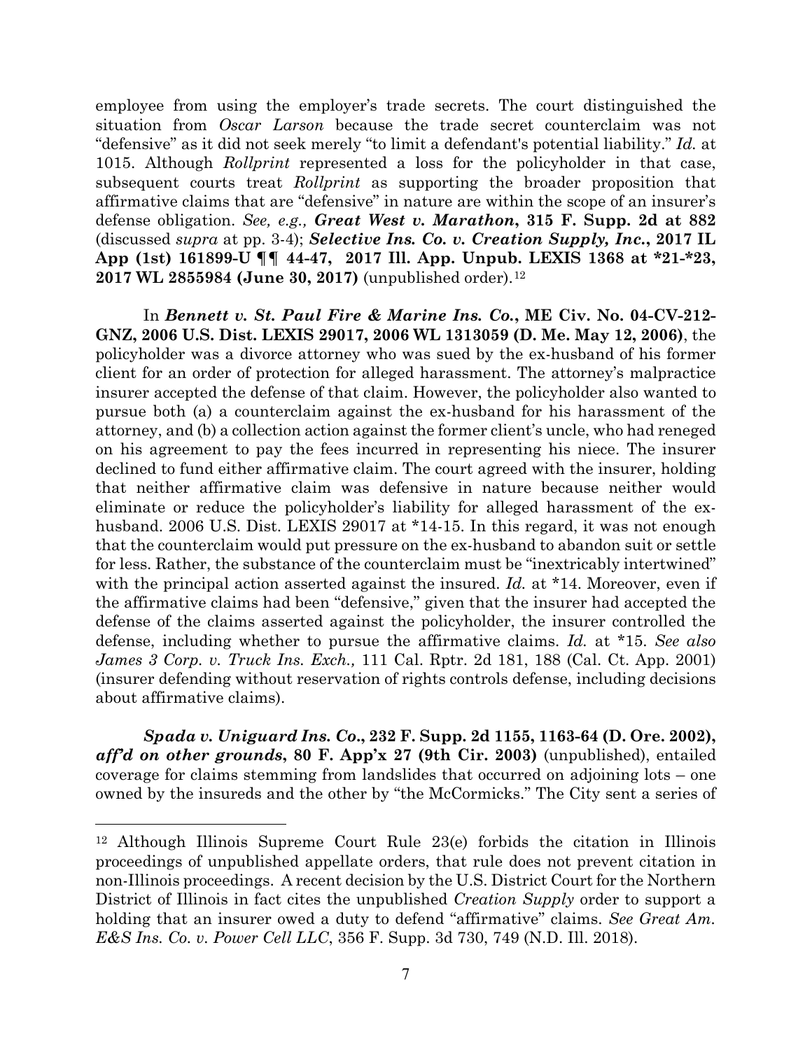employee from using the employer's trade secrets. The court distinguished the situation from *Oscar Larson* because the trade secret counterclaim was not "defensive" as it did not seek merely "to limit a defendant's potential liability." *Id.* at 1015. Although *Rollprint* represented a loss for the policyholder in that case, subsequent courts treat *Rollprint* as supporting the broader proposition that affirmative claims that are "defensive" in nature are within the scope of an insurer's defense obligation. *See, e.g.,* ***Great West v. Marathon*****, 315 F. Supp. 2d at 882** (discussed *supra* at pp. 3-4); ***Selective Ins. Co. v. Creation Supply, Inc.*****, 2017 IL App (1st) 161899-U ¶¶ 44-47, 2017 Ill. App. Unpub. LEXIS 1368 at \*21-\*23, 2017 WL 2855984 (June 30, 2017)** (unpublished order).[12]

In ***Bennett v. St. Paul Fire & Marine Ins. Co.*****, ME Civ. No. 04-CV-212-GNZ, 2006 U.S. Dist. LEXIS 29017, 2006 WL 1313059 (D. Me. May 12, 2006)**, the policyholder was a divorce attorney who was sued by the ex-husband of his former client for an order of protection for alleged harassment. The attorney's malpractice insurer accepted the defense of that claim. However, the policyholder also wanted to pursue both (a) a counterclaim against the ex-husband for his harassment of the attorney, and (b) a collection action against the former client's uncle, who had reneged on his agreement to pay the fees incurred in representing his niece. The insurer declined to fund either affirmative claim. The court agreed with the insurer, holding that neither affirmative claim was defensive in nature because neither would eliminate or reduce the policyholder's liability for alleged harassment of the ex-husband. 2006 U.S. Dist. LEXIS 29017 at \*14-15. In this regard, it was not enough that the counterclaim would put pressure on the ex-husband to abandon suit or settle for less. Rather, the substance of the counterclaim must be "inextricably intertwined" with the principal action asserted against the insured. *Id.* at \*14. Moreover, even if the affirmative claims had been "defensive," given that the insurer had accepted the defense of the claims asserted against the policyholder, the insurer controlled the defense, including whether to pursue the affirmative claims. *Id.* at \*15. *See also James 3 Corp. v. Truck Ins. Exch.,* 111 Cal. Rptr. 2d 181, 188 (Cal. Ct. App. 2001) (insurer defending without reservation of rights controls defense, including decisions about affirmative claims).

***Spada v. Uniguard Ins. Co*****., 232 F. Supp. 2d 1155, 1163-64 (D. Ore. 2002),** ***aff'd on other grounds*****, 80 F. App'x 27 (9th Cir. 2003)** (unpublished), entailed coverage for claims stemming from landslides that occurred on adjoining lots – one owned by the insureds and the other by "the McCormicks." The City sent a series of

---

[12] Although Illinois Supreme Court Rule 23(e) forbids the citation in Illinois proceedings of unpublished appellate orders, that rule does not prevent citation in non-Illinois proceedings. A recent decision by the U.S. District Court for the Northern District of Illinois in fact cites the unpublished *Creation Supply* order to support a holding that an insurer owed a duty to defend "affirmative" claims. *See Great Am. E&S Ins. Co. v. Power Cell LLC*, 356 F. Supp. 3d 730, 749 (N.D. Ill. 2018).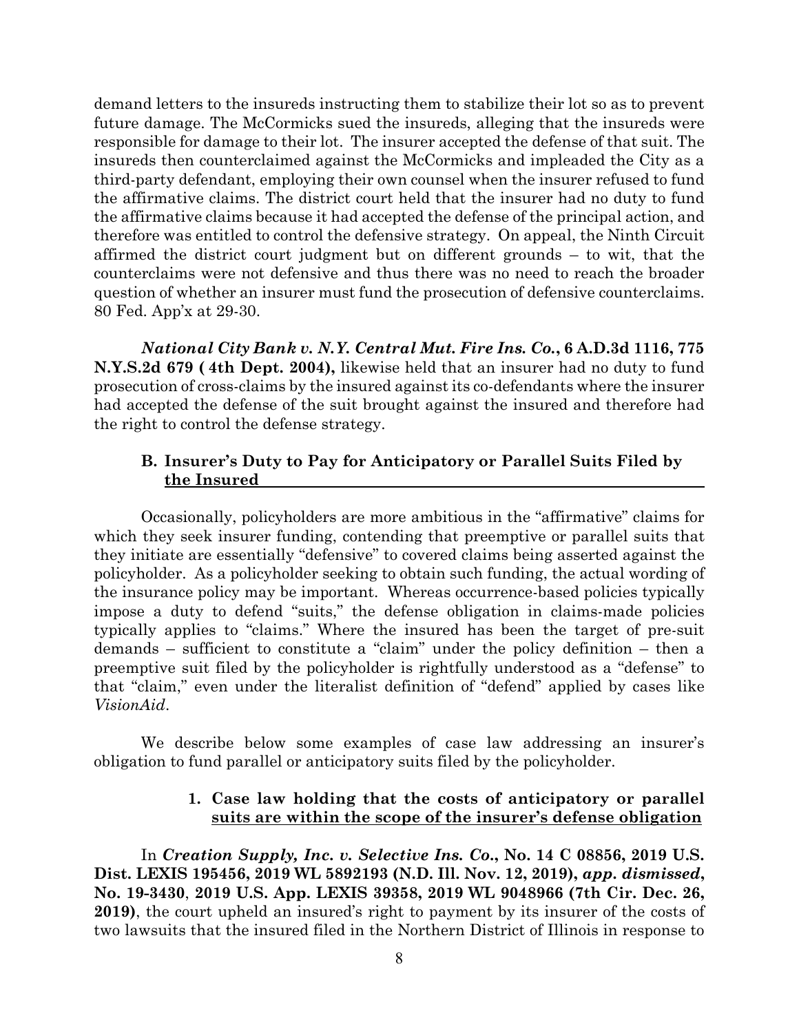demand letters to the insureds instructing them to stabilize their lot so as to prevent future damage. The McCormicks sued the insureds, alleging that the insureds were responsible for damage to their lot. The insurer accepted the defense of that suit. The insureds then counterclaimed against the McCormicks and impleaded the City as a third-party defendant, employing their own counsel when the insurer refused to fund the affirmative claims. The district court held that the insurer had no duty to fund the affirmative claims because it had accepted the defense of the principal action, and therefore was entitled to control the defensive strategy. On appeal, the Ninth Circuit affirmed the district court judgment but on different grounds – to wit, that the counterclaims were not defensive and thus there was no need to reach the broader question of whether an insurer must fund the prosecution of defensive counterclaims. 80 Fed. App'x at 29-30.

***National City Bank v. N.Y. Central Mut. Fire Ins. Co.*, 6 A.D.3d 1116, 775 N.Y.S.2d 679 ( 4th Dept. 2004),** likewise held that an insurer had no duty to fund prosecution of cross-claims by the insured against its co-defendants where the insurer had accepted the defense of the suit brought against the insured and therefore had the right to control the defense strategy.

### B. Insurer's Duty to Pay for Anticipatory or Parallel Suits Filed by the Insured

Occasionally, policyholders are more ambitious in the "affirmative" claims for which they seek insurer funding, contending that preemptive or parallel suits that they initiate are essentially "defensive" to covered claims being asserted against the policyholder. As a policyholder seeking to obtain such funding, the actual wording of the insurance policy may be important. Whereas occurrence-based policies typically impose a duty to defend "suits," the defense obligation in claims-made policies typically applies to "claims." Where the insured has been the target of pre-suit demands – sufficient to constitute a "claim" under the policy definition – then a preemptive suit filed by the policyholder is rightfully understood as a "defense" to that "claim," even under the literalist definition of "defend" applied by cases like *VisionAid*.

We describe below some examples of case law addressing an insurer's obligation to fund parallel or anticipatory suits filed by the policyholder.

#### 1. Case law holding that the costs of anticipatory or parallel suits are within the scope of the insurer's defense obligation

In ***Creation Supply, Inc. v. Selective Ins. Co.*, No. 14 C 08856, 2019 U.S. Dist. LEXIS 195456, 2019 WL 5892193 (N.D. Ill. Nov. 12, 2019), *app. dismissed*, No. 19-3430, 2019 U.S. App. LEXIS 39358, 2019 WL 9048966 (7th Cir. Dec. 26, 2019)**, the court upheld an insured's right to payment by its insurer of the costs of two lawsuits that the insured filed in the Northern District of Illinois in response to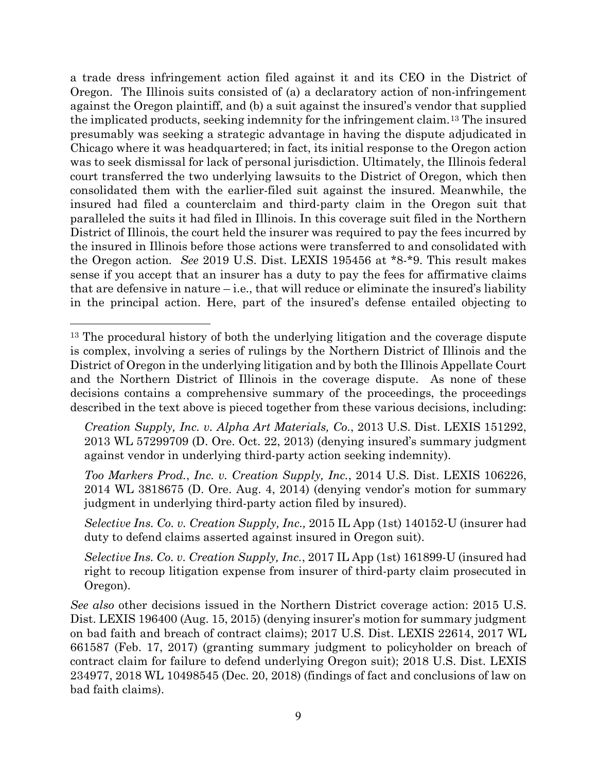a trade dress infringement action filed against it and its CEO in the District of Oregon. The Illinois suits consisted of (a) a declaratory action of non-infringement against the Oregon plaintiff, and (b) a suit against the insured's vendor that supplied the implicated products, seeking indemnity for the infringement claim.[13] The insured presumably was seeking a strategic advantage in having the dispute adjudicated in Chicago where it was headquartered; in fact, its initial response to the Oregon action was to seek dismissal for lack of personal jurisdiction. Ultimately, the Illinois federal court transferred the two underlying lawsuits to the District of Oregon, which then consolidated them with the earlier-filed suit against the insured. Meanwhile, the insured had filed a counterclaim and third-party claim in the Oregon suit that paralleled the suits it had filed in Illinois. In this coverage suit filed in the Northern District of Illinois, the court held the insurer was required to pay the fees incurred by the insured in Illinois before those actions were transferred to and consolidated with the Oregon action. *See* 2019 U.S. Dist. LEXIS 195456 at *8-*9. This result makes sense if you accept that an insurer has a duty to pay the fees for affirmative claims that are defensive in nature – i.e., that will reduce or eliminate the insured's liability in the principal action. Here, part of the insured's defense entailed objecting to

---

[13] The procedural history of both the underlying litigation and the coverage dispute is complex, involving a series of rulings by the Northern District of Illinois and the District of Oregon in the underlying litigation and by both the Illinois Appellate Court and the Northern District of Illinois in the coverage dispute. As none of these decisions contains a comprehensive summary of the proceedings, the proceedings described in the text above is pieced together from these various decisions, including:

> *Creation Supply, Inc. v. Alpha Art Materials, Co.*, 2013 U.S. Dist. LEXIS 151292, 2013 WL 57299709 (D. Ore. Oct. 22, 2013) (denying insured's summary judgment against vendor in underlying third-party action seeking indemnity).
>
> *Too Markers Prod., Inc. v. Creation Supply, Inc.*, 2014 U.S. Dist. LEXIS 106226, 2014 WL 3818675 (D. Ore. Aug. 4, 2014) (denying vendor's motion for summary judgment in underlying third-party action filed by insured).
>
> *Selective Ins. Co. v. Creation Supply, Inc.,* 2015 IL App (1st) 140152-U (insurer had duty to defend claims asserted against insured in Oregon suit).
>
> *Selective Ins. Co. v. Creation Supply, Inc.*, 2017 IL App (1st) 161899-U (insured had right to recoup litigation expense from insurer of third-party claim prosecuted in Oregon).

*See also* other decisions issued in the Northern District coverage action: 2015 U.S. Dist. LEXIS 196400 (Aug. 15, 2015) (denying insurer's motion for summary judgment on bad faith and breach of contract claims); 2017 U.S. Dist. LEXIS 22614, 2017 WL 661587 (Feb. 17, 2017) (granting summary judgment to policyholder on breach of contract claim for failure to defend underlying Oregon suit); 2018 U.S. Dist. LEXIS 234977, 2018 WL 10498545 (Dec. 20, 2018) (findings of fact and conclusions of law on bad faith claims).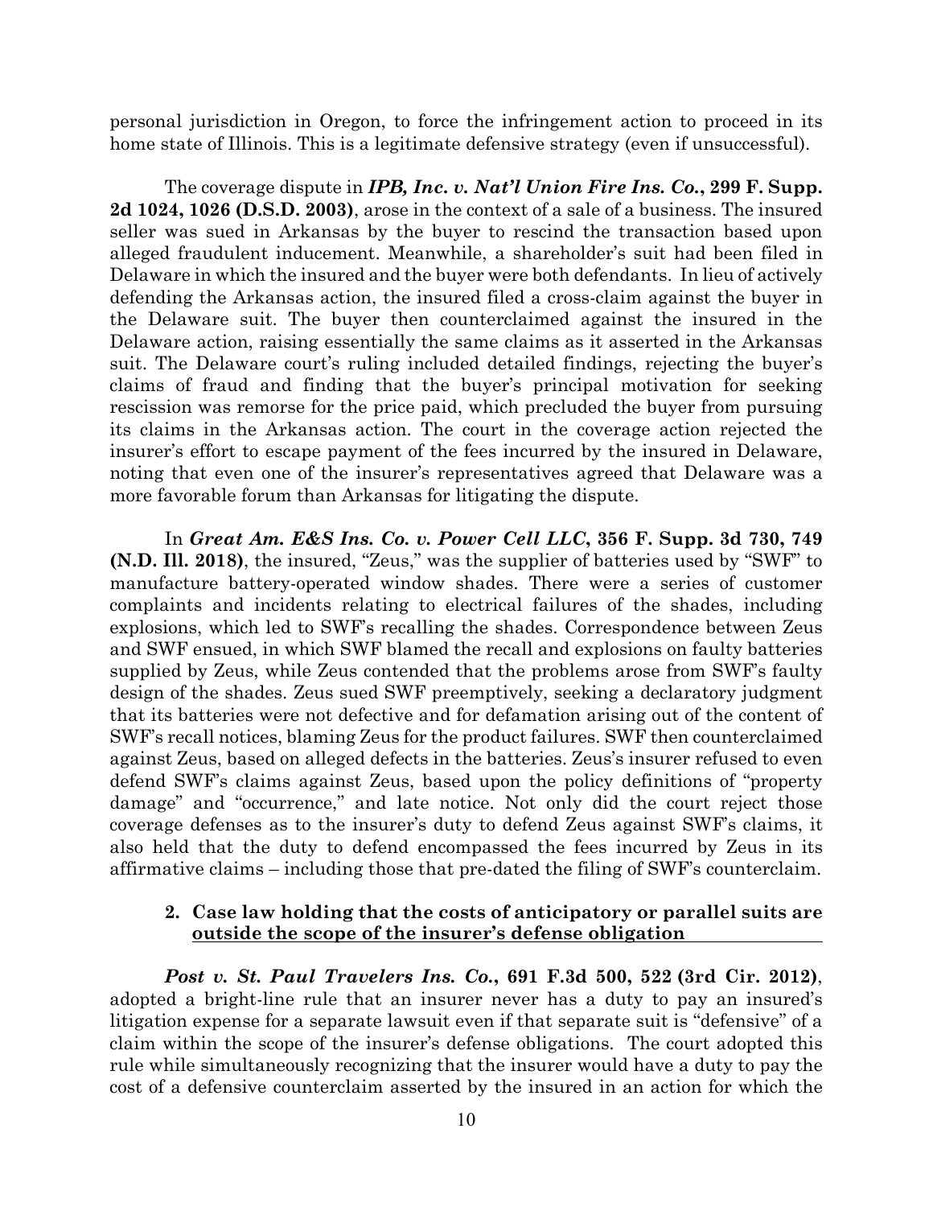personal jurisdiction in Oregon, to force the infringement action to proceed in its home state of Illinois. This is a legitimate defensive strategy (even if unsuccessful).

The coverage dispute in ***IPB, Inc. v. Nat'l Union Fire Ins. Co.*, 299 F. Supp. 2d 1024, 1026 (D.S.D. 2003)**, arose in the context of a sale of a business. The insured seller was sued in Arkansas by the buyer to rescind the transaction based upon alleged fraudulent inducement. Meanwhile, a shareholder's suit had been filed in Delaware in which the insured and the buyer were both defendants. In lieu of actively defending the Arkansas action, the insured filed a cross-claim against the buyer in the Delaware suit. The buyer then counterclaimed against the insured in the Delaware action, raising essentially the same claims as it asserted in the Arkansas suit. The Delaware court's ruling included detailed findings, rejecting the buyer's claims of fraud and finding that the buyer's principal motivation for seeking rescission was remorse for the price paid, which precluded the buyer from pursuing its claims in the Arkansas action. The court in the coverage action rejected the insurer's effort to escape payment of the fees incurred by the insured in Delaware, noting that even one of the insurer's representatives agreed that Delaware was a more favorable forum than Arkansas for litigating the dispute.

In ***Great Am. E&S Ins. Co. v. Power Cell LLC*, 356 F. Supp. 3d 730, 749 (N.D. Ill. 2018)**, the insured, "Zeus," was the supplier of batteries used by "SWF" to manufacture battery-operated window shades. There were a series of customer complaints and incidents relating to electrical failures of the shades, including explosions, which led to SWF's recalling the shades. Correspondence between Zeus and SWF ensued, in which SWF blamed the recall and explosions on faulty batteries supplied by Zeus, while Zeus contended that the problems arose from SWF's faulty design of the shades. Zeus sued SWF preemptively, seeking a declaratory judgment that its batteries were not defective and for defamation arising out of the content of SWF's recall notices, blaming Zeus for the product failures. SWF then counterclaimed against Zeus, based on alleged defects in the batteries. Zeus's insurer refused to even defend SWF's claims against Zeus, based upon the policy definitions of "property damage" and "occurrence," and late notice. Not only did the court reject those coverage defenses as to the insurer's duty to defend Zeus against SWF's claims, it also held that the duty to defend encompassed the fees incurred by Zeus in its affirmative claims – including those that pre-dated the filing of SWF's counterclaim.

### 2. Case law holding that the costs of anticipatory or parallel suits are outside the scope of the insurer's defense obligation

***Post v. St. Paul Travelers Ins. Co.*, 691 F.3d 500, 522 (3rd Cir. 2012)**, adopted a bright-line rule that an insurer never has a duty to pay an insured's litigation expense for a separate lawsuit even if that separate suit is "defensive" of a claim within the scope of the insurer's defense obligations. The court adopted this rule while simultaneously recognizing that the insurer would have a duty to pay the cost of a defensive counterclaim asserted by the insured in an action for which the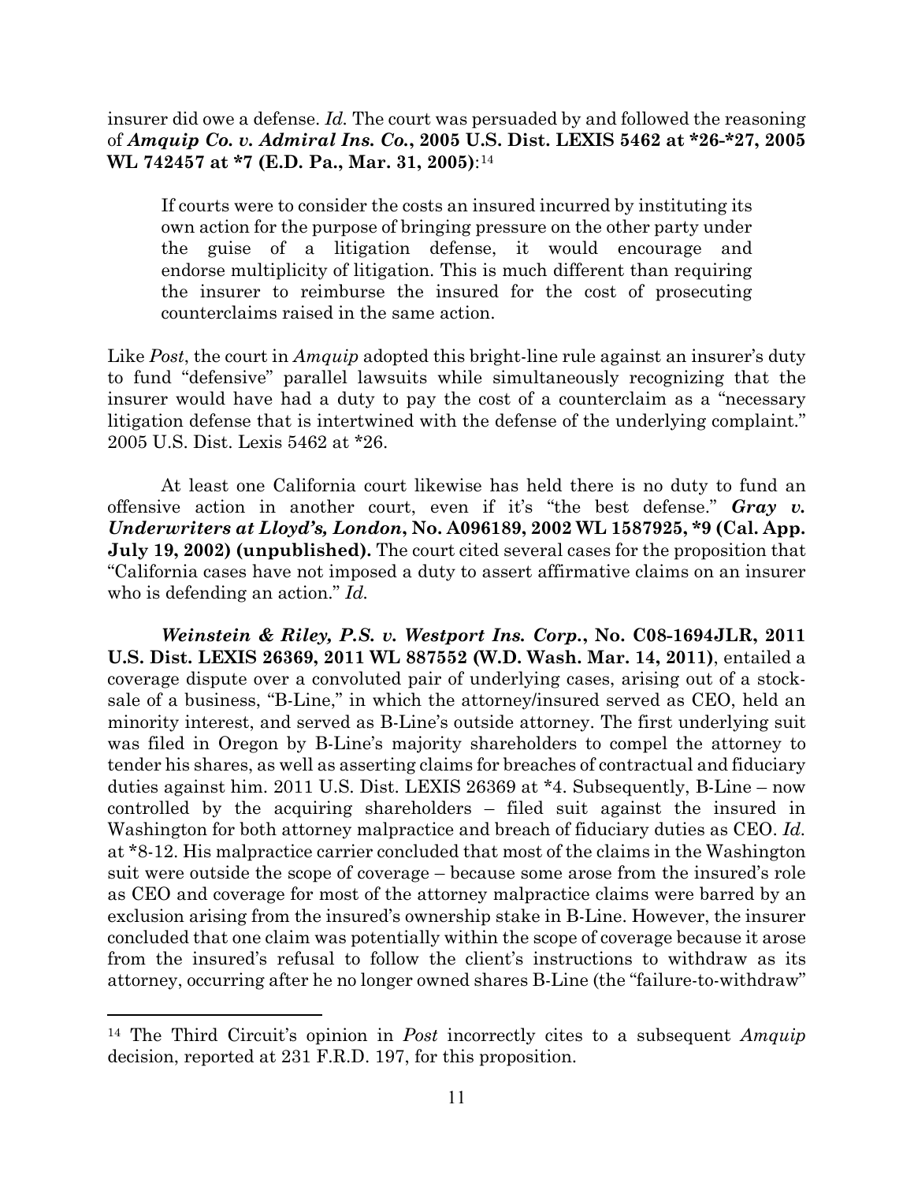insurer did owe a defense. *Id.* The court was persuaded by and followed the reasoning of ***Amquip Co. v. Admiral Ins. Co.*, 2005 U.S. Dist. LEXIS 5462 at *26-*27, 2005 WL 742457 at *7 (E.D. Pa., Mar. 31, 2005)**:[14]

> If courts were to consider the costs an insured incurred by instituting its own action for the purpose of bringing pressure on the other party under the guise of a litigation defense, it would encourage and endorse multiplicity of litigation. This is much different than requiring the insurer to reimburse the insured for the cost of prosecuting counterclaims raised in the same action.

Like *Post*, the court in *Amquip* adopted this bright-line rule against an insurer's duty to fund "defensive" parallel lawsuits while simultaneously recognizing that the insurer would have had a duty to pay the cost of a counterclaim as a "necessary litigation defense that is intertwined with the defense of the underlying complaint." 2005 U.S. Dist. Lexis 5462 at *26.

At least one California court likewise has held there is no duty to fund an offensive action in another court, even if it's "the best defense." ***Gray v. Underwriters at Lloyd's, London*, No. A096189, 2002 WL 1587925, *9 (Cal. App. July 19, 2002) (unpublished).** The court cited several cases for the proposition that "California cases have not imposed a duty to assert affirmative claims on an insurer who is defending an action." *Id.*

***Weinstein & Riley, P.S. v. Westport Ins. Corp.*, No. C08-1694JLR, 2011 U.S. Dist. LEXIS 26369, 2011 WL 887552 (W.D. Wash. Mar. 14, 2011)**, entailed a coverage dispute over a convoluted pair of underlying cases, arising out of a stock-sale of a business, "B-Line," in which the attorney/insured served as CEO, held an minority interest, and served as B-Line's outside attorney. The first underlying suit was filed in Oregon by B-Line's majority shareholders to compel the attorney to tender his shares, as well as asserting claims for breaches of contractual and fiduciary duties against him. 2011 U.S. Dist. LEXIS 26369 at *4. Subsequently, B-Line – now controlled by the acquiring shareholders – filed suit against the insured in Washington for both attorney malpractice and breach of fiduciary duties as CEO. *Id.* at *8-12. His malpractice carrier concluded that most of the claims in the Washington suit were outside the scope of coverage – because some arose from the insured's role as CEO and coverage for most of the attorney malpractice claims were barred by an exclusion arising from the insured's ownership stake in B-Line. However, the insurer concluded that one claim was potentially within the scope of coverage because it arose from the insured's refusal to follow the client's instructions to withdraw as its attorney, occurring after he no longer owned shares B-Line (the "failure-to-withdraw"

---

[14] The Third Circuit's opinion in *Post* incorrectly cites to a subsequent *Amquip* decision, reported at 231 F.R.D. 197, for this proposition.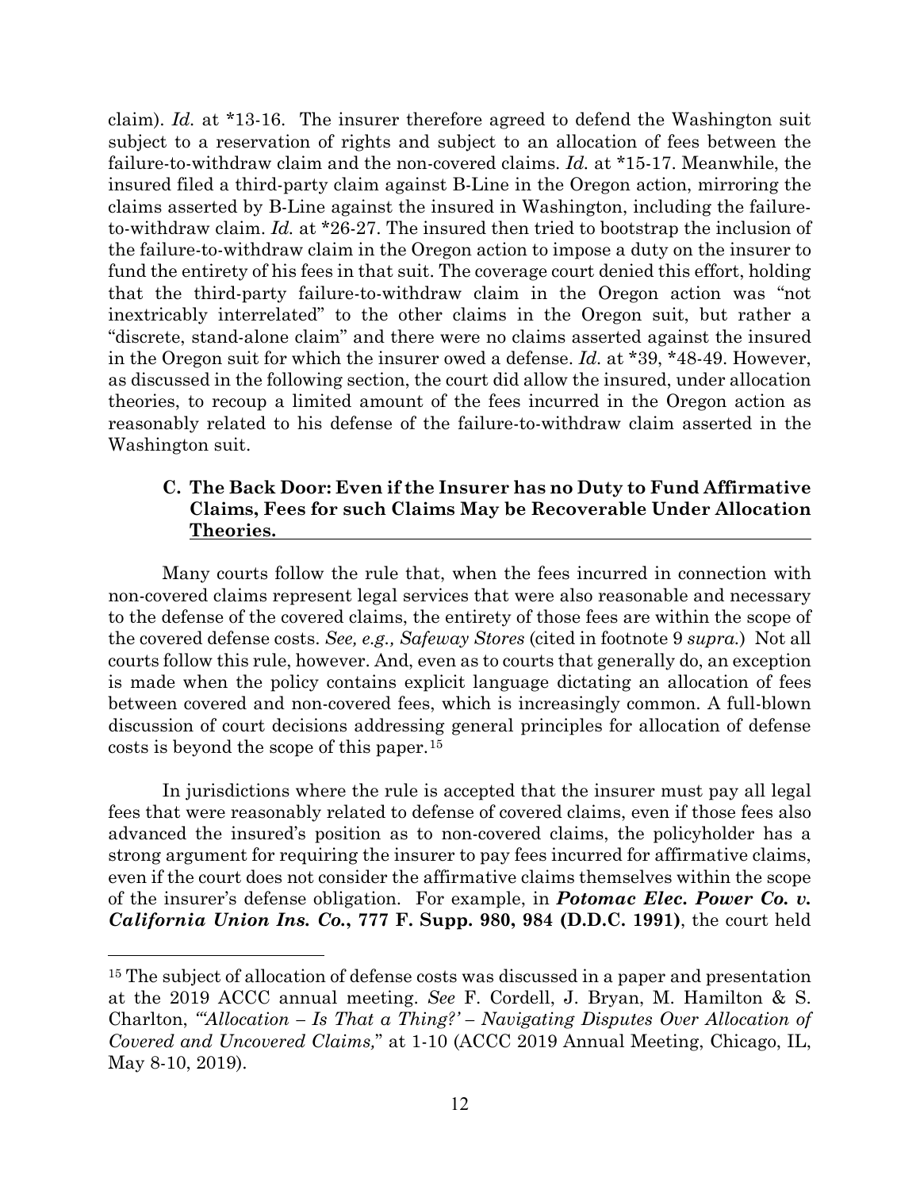claim). *Id.* at *13-16. The insurer therefore agreed to defend the Washington suit subject to a reservation of rights and subject to an allocation of fees between the failure-to-withdraw claim and the non-covered claims. *Id.* at *15-17. Meanwhile, the insured filed a third-party claim against B-Line in the Oregon action, mirroring the claims asserted by B-Line against the insured in Washington, including the failure-to-withdraw claim. *Id.* at *26-27. The insured then tried to bootstrap the inclusion of the failure-to-withdraw claim in the Oregon action to impose a duty on the insurer to fund the entirety of his fees in that suit. The coverage court denied this effort, holding that the third-party failure-to-withdraw claim in the Oregon action was "not inextricably interrelated" to the other claims in the Oregon suit, but rather a "discrete, stand-alone claim" and there were no claims asserted against the insured in the Oregon suit for which the insurer owed a defense. *Id.* at *39, *48-49. However, as discussed in the following section, the court did allow the insured, under allocation theories, to recoup a limited amount of the fees incurred in the Oregon action as reasonably related to his defense of the failure-to-withdraw claim asserted in the Washington suit.

### C. The Back Door: Even if the Insurer has no Duty to Fund Affirmative Claims, Fees for such Claims May be Recoverable Under Allocation Theories.

Many courts follow the rule that, when the fees incurred in connection with non-covered claims represent legal services that were also reasonable and necessary to the defense of the covered claims, the entirety of those fees are within the scope of the covered defense costs. *See, e.g., Safeway Stores* (cited in footnote 9 *supra.*) Not all courts follow this rule, however. And, even as to courts that generally do, an exception is made when the policy contains explicit language dictating an allocation of fees between covered and non-covered fees, which is increasingly common. A full-blown discussion of court decisions addressing general principles for allocation of defense costs is beyond the scope of this paper.[15]

In jurisdictions where the rule is accepted that the insurer must pay all legal fees that were reasonably related to defense of covered claims, even if those fees also advanced the insured's position as to non-covered claims, the policyholder has a strong argument for requiring the insurer to pay fees incurred for affirmative claims, even if the court does not consider the affirmative claims themselves within the scope of the insurer's defense obligation. For example, in ***Potomac Elec. Power Co. v. California Union Ins. Co.*, 777 F. Supp. 980, 984 (D.D.C. 1991)**, the court held

---

[15] The subject of allocation of defense costs was discussed in a paper and presentation at the 2019 ACCC annual meeting. *See* F. Cordell, J. Bryan, M. Hamilton & S. Charlton, "*'Allocation – Is That a Thing?' – Navigating Disputes Over Allocation of Covered and Uncovered Claims,*" at 1-10 (ACCC 2019 Annual Meeting, Chicago, IL, May 8-10, 2019).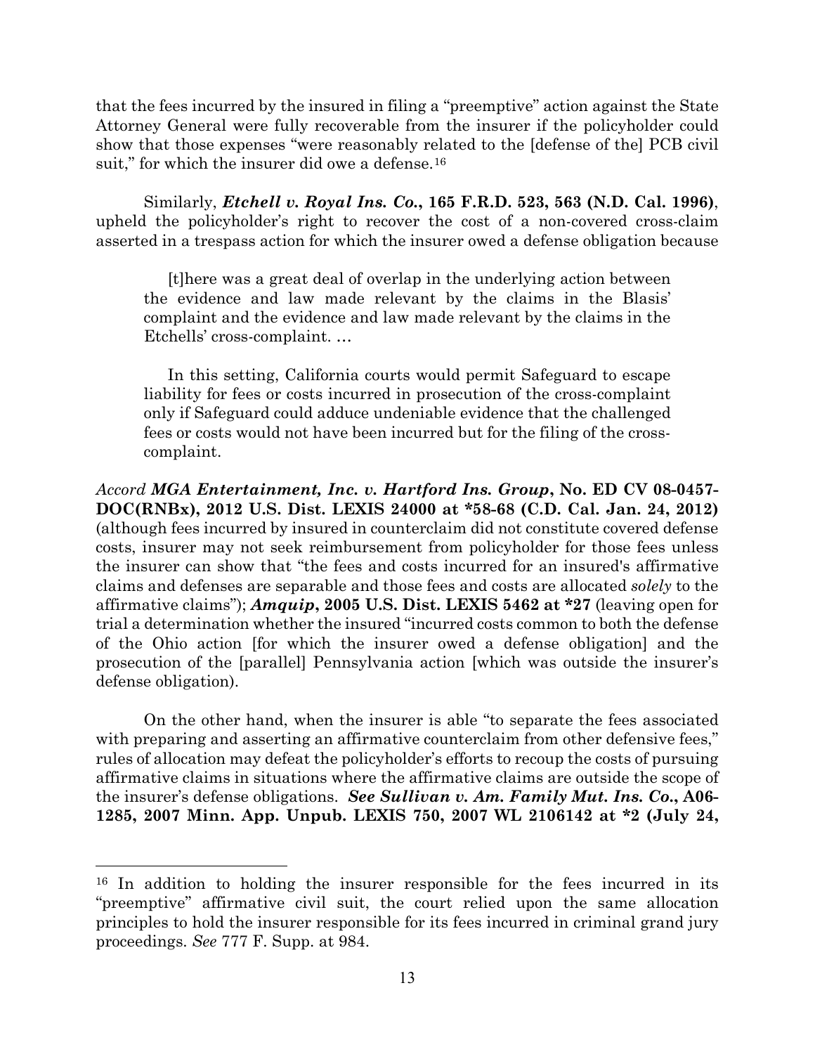that the fees incurred by the insured in filing a "preemptive" action against the State Attorney General were fully recoverable from the insurer if the policyholder could show that those expenses "were reasonably related to the [defense of the] PCB civil suit," for which the insurer did owe a defense.[16]

Similarly, ***Etchell v. Royal Ins. Co.*, 165 F.R.D. 523, 563 (N.D. Cal. 1996)**, upheld the policyholder's right to recover the cost of a non-covered cross-claim asserted in a trespass action for which the insurer owed a defense obligation because

> [t]here was a great deal of overlap in the underlying action between the evidence and law made relevant by the claims in the Blasis' complaint and the evidence and law made relevant by the claims in the Etchells' cross-complaint. …
>
> In this setting, California courts would permit Safeguard to escape liability for fees or costs incurred in prosecution of the cross-complaint only if Safeguard could adduce undeniable evidence that the challenged fees or costs would not have been incurred but for the filing of the cross-complaint.

*Accord* ***MGA Entertainment, Inc. v. Hartford Ins. Group*, No. ED CV 08-0457-DOC(RNBx), 2012 U.S. Dist. LEXIS 24000 at \*58-68 (C.D. Cal. Jan. 24, 2012)** (although fees incurred by insured in counterclaim did not constitute covered defense costs, insurer may not seek reimbursement from policyholder for those fees unless the insurer can show that "the fees and costs incurred for an insured's affirmative claims and defenses are separable and those fees and costs are allocated *solely* to the affirmative claims"); ***Amquip*, 2005 U.S. Dist. LEXIS 5462 at \*27** (leaving open for trial a determination whether the insured "incurred costs common to both the defense of the Ohio action [for which the insurer owed a defense obligation] and the prosecution of the [parallel] Pennsylvania action [which was outside the insurer's defense obligation).

On the other hand, when the insurer is able "to separate the fees associated with preparing and asserting an affirmative counterclaim from other defensive fees," rules of allocation may defeat the policyholder's efforts to recoup the costs of pursuing affirmative claims in situations where the affirmative claims are outside the scope of the insurer's defense obligations. ***See Sullivan v. Am. Family Mut. Ins. Co.*, A06-1285, 2007 Minn. App. Unpub. LEXIS 750, 2007 WL 2106142 at \*2 (July 24,**

---

[16] In addition to holding the insurer responsible for the fees incurred in its "preemptive" affirmative civil suit, the court relied upon the same allocation principles to hold the insurer responsible for its fees incurred in criminal grand jury proceedings. *See* 777 F. Supp. at 984.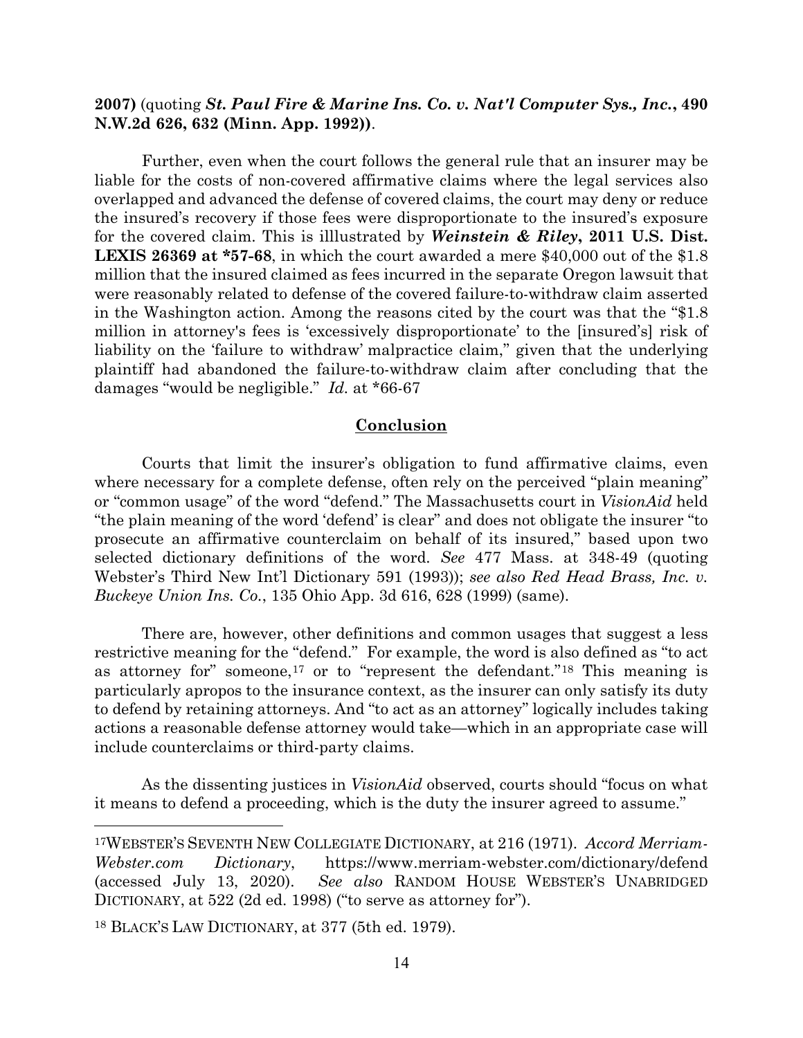**2007)** (quoting ***St. Paul Fire & Marine Ins. Co. v. Nat'l Computer Sys., Inc.*, 490 N.W.2d 626, 632 (Minn. App. 1992))**.

Further, even when the court follows the general rule that an insurer may be liable for the costs of non-covered affirmative claims where the legal services also overlapped and advanced the defense of covered claims, the court may deny or reduce the insured's recovery if those fees were disproportionate to the insured's exposure for the covered claim. This is illlustrated by ***Weinstein & Riley*, 2011 U.S. Dist. LEXIS 26369 at *57-68**, in which the court awarded a mere $40,000 out of the $1.8 million that the insured claimed as fees incurred in the separate Oregon lawsuit that were reasonably related to defense of the covered failure-to-withdraw claim asserted in the Washington action. Among the reasons cited by the court was that the "$1.8 million in attorney's fees is 'excessively disproportionate' to the [insured's] risk of liability on the 'failure to withdraw' malpractice claim," given that the underlying plaintiff had abandoned the failure-to-withdraw claim after concluding that the damages "would be negligible." *Id.* at *66-67

## Conclusion

Courts that limit the insurer's obligation to fund affirmative claims, even where necessary for a complete defense, often rely on the perceived "plain meaning" or "common usage" of the word "defend." The Massachusetts court in *VisionAid* held "the plain meaning of the word 'defend' is clear" and does not obligate the insurer "to prosecute an affirmative counterclaim on behalf of its insured," based upon two selected dictionary definitions of the word. *See* 477 Mass. at 348-49 (quoting Webster's Third New Int'l Dictionary 591 (1993)); *see also Red Head Brass, Inc. v. Buckeye Union Ins. Co.*, 135 Ohio App. 3d 616, 628 (1999) (same).

There are, however, other definitions and common usages that suggest a less restrictive meaning for the "defend." For example, the word is also defined as "to act as attorney for" someone,[17] or to "represent the defendant."[18] This meaning is particularly apropos to the insurance context, as the insurer can only satisfy its duty to defend by retaining attorneys. And "to act as an attorney" logically includes taking actions a reasonable defense attorney would take—which in an appropriate case will include counterclaims or third-party claims.

As the dissenting justices in *VisionAid* observed, courts should "focus on what it means to defend a proceeding, which is the duty the insurer agreed to assume."

---

[17] WEBSTER'S SEVENTH NEW COLLEGIATE DICTIONARY, at 216 (1971). *Accord Merriam-Webster.com Dictionary*, https://www.merriam-webster.com/dictionary/defend (accessed July 13, 2020). *See also* RANDOM HOUSE WEBSTER'S UNABRIDGED DICTIONARY, at 522 (2d ed. 1998) ("to serve as attorney for").

[18] BLACK'S LAW DICTIONARY, at 377 (5th ed. 1979).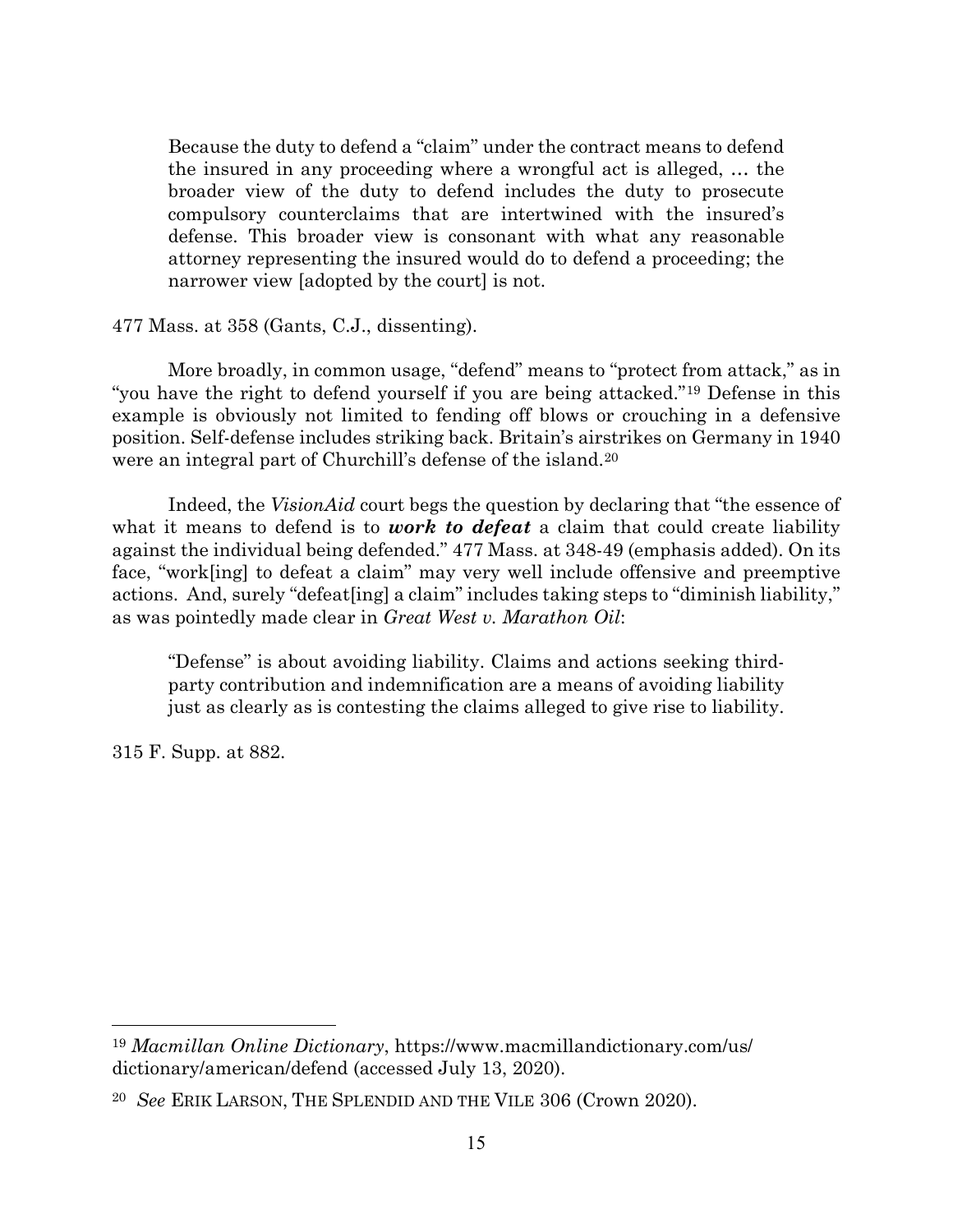> Because the duty to defend a "claim" under the contract means to defend the insured in any proceeding where a wrongful act is alleged, … the broader view of the duty to defend includes the duty to prosecute compulsory counterclaims that are intertwined with the insured's defense. This broader view is consonant with what any reasonable attorney representing the insured would do to defend a proceeding; the narrower view [adopted by the court] is not.

477 Mass. at 358 (Gants, C.J., dissenting).

More broadly, in common usage, "defend" means to "protect from attack," as in "you have the right to defend yourself if you are being attacked."[19] Defense in this example is obviously not limited to fending off blows or crouching in a defensive position. Self-defense includes striking back. Britain's airstrikes on Germany in 1940 were an integral part of Churchill's defense of the island.[20]

Indeed, the *VisionAid* court begs the question by declaring that "the essence of what it means to defend is to ***work to defeat*** a claim that could create liability against the individual being defended." 477 Mass. at 348-49 (emphasis added). On its face, "work[ing] to defeat a claim" may very well include offensive and preemptive actions. And, surely "defeat[ing] a claim" includes taking steps to "diminish liability," as was pointedly made clear in *Great West v. Marathon Oil*:

> "Defense" is about avoiding liability. Claims and actions seeking third-party contribution and indemnification are a means of avoiding liability just as clearly as is contesting the claims alleged to give rise to liability.

315 F. Supp. at 882.

---

[19] *Macmillan Online Dictionary*, https://www.macmillandictionary.com/us/dictionary/american/defend (accessed July 13, 2020).

[20] *See* ERIK LARSON, THE SPLENDID AND THE VILE 306 (Crown 2020).